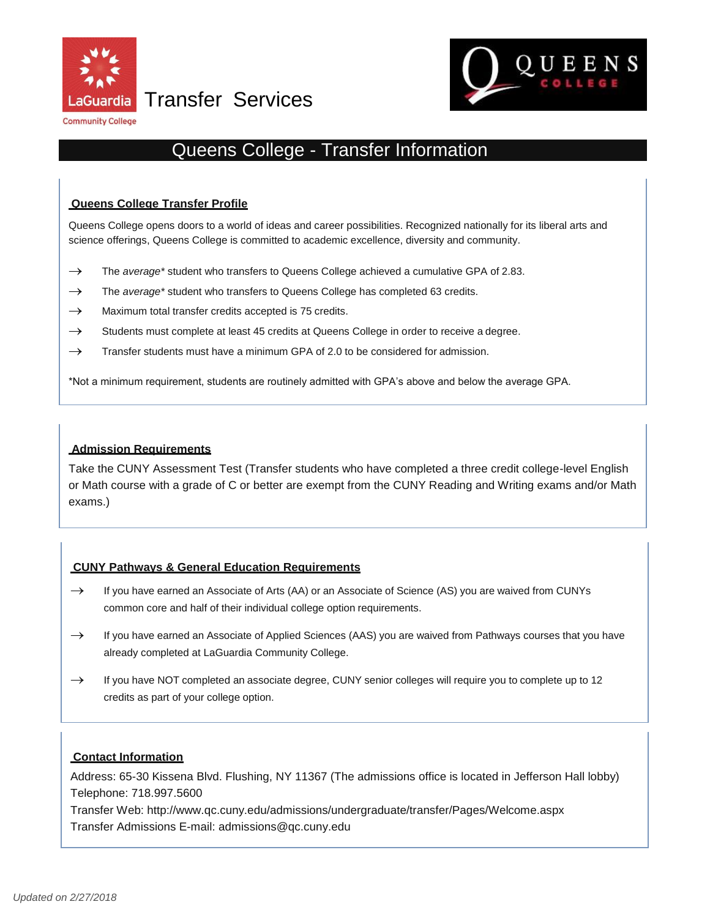LaGuardia Community College Transfer Services

QUEENS COLLEGE

# Queens College - Transfer Information

## Queens College Transfer Profile

Queens College opens doors to a world of ideas and career possibilities. Recognized nationally for its liberal arts and science offerings, Queens College is committed to academic excellence, diversity and community.

- → The *average** student who transfers to Queens College achieved a cumulative GPA of 2.83.
- → The *average** student who transfers to Queens College has completed 63 credits.
- → Maximum total transfer credits accepted is 75 credits.
- → Students must complete at least 45 credits at Queens College in order to receive a degree.
- → Transfer students must have a minimum GPA of 2.0 to be considered for admission.

*Not a minimum requirement, students are routinely admitted with GPA's above and below the average GPA.

## Admission Requirements

Take the CUNY Assessment Test (Transfer students who have completed a three credit college-level English or Math course with a grade of C or better are exempt from the CUNY Reading and Writing exams and/or Math exams.)

## CUNY Pathways & General Education Requirements

- → If you have earned an Associate of Arts (AA) or an Associate of Science (AS) you are waived from CUNYs common core and half of their individual college option requirements.
- → If you have earned an Associate of Applied Sciences (AAS) you are waived from Pathways courses that you have already completed at LaGuardia Community College.
- → If you have NOT completed an associate degree, CUNY senior colleges will require you to complete up to 12 credits as part of your college option.

## Contact Information

Address: 65-30 Kissena Blvd. Flushing, NY 11367 (The admissions office is located in Jefferson Hall lobby)
Telephone: 718.997.5600
Transfer Web: http://www.qc.cuny.edu/admissions/undergraduate/transfer/Pages/Welcome.aspx
Transfer Admissions E-mail: admissions@qc.cuny.edu

*Updated on 2/27/2018*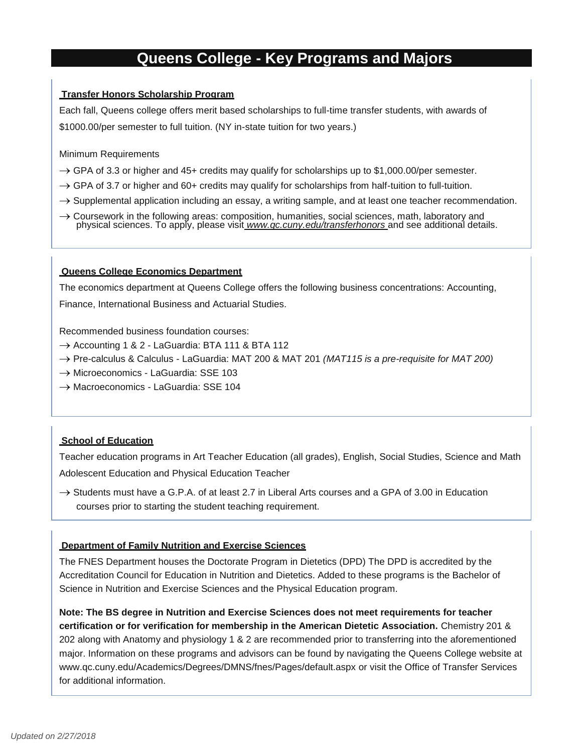# Queens College - Key Programs and Majors

## Transfer Honors Scholarship Program

Each fall, Queens college offers merit based scholarships to full-time transfer students, with awards of $1000.00/per semester to full tuition. (NY in-state tuition for two years.)

Minimum Requirements

→ GPA of 3.3 or higher and 45+ credits may qualify for scholarships up to $1,000.00/per semester.

→ GPA of 3.7 or higher and 60+ credits may qualify for scholarships from half-tuition to full-tuition.

→ Supplemental application including an essay, a writing sample, and at least one teacher recommendation.

→ Coursework in the following areas: composition, humanities, social sciences, math, laboratory and physical sciences. To apply, please visit *www.qc.cuny.edu/transferhonors* and see additional details.

## Queens College Economics Department

The economics department at Queens College offers the following business concentrations: Accounting, Finance, International Business and Actuarial Studies.

Recommended business foundation courses:

→ Accounting 1 & 2 - LaGuardia: BTA 111 & BTA 112

→ Pre-calculus & Calculus - LaGuardia: MAT 200 & MAT 201 *(MAT115 is a pre-requisite for MAT 200)*

→ Microeconomics - LaGuardia: SSE 103

→ Macroeconomics - LaGuardia: SSE 104

## School of Education

Teacher education programs in Art Teacher Education (all grades), English, Social Studies, Science and Math Adolescent Education and Physical Education Teacher

→ Students must have a G.P.A. of at least 2.7 in Liberal Arts courses and a GPA of 3.00 in Education courses prior to starting the student teaching requirement.

## Department of Family Nutrition and Exercise Sciences

The FNES Department houses the Doctorate Program in Dietetics (DPD) The DPD is accredited by the Accreditation Council for Education in Nutrition and Dietetics. Added to these programs is the Bachelor of Science in Nutrition and Exercise Sciences and the Physical Education program.

**Note: The BS degree in Nutrition and Exercise Sciences does not meet requirements for teacher certification or for verification for membership in the American Dietetic Association.** Chemistry 201 & 202 along with Anatomy and physiology 1 & 2 are recommended prior to transferring into the aforementioned major. Information on these programs and advisors can be found by navigating the Queens College website at www.qc.cuny.edu/Academics/Degrees/DMNS/fnes/Pages/default.aspx or visit the Office of Transfer Services for additional information.

*Updated on 2/27/2018*